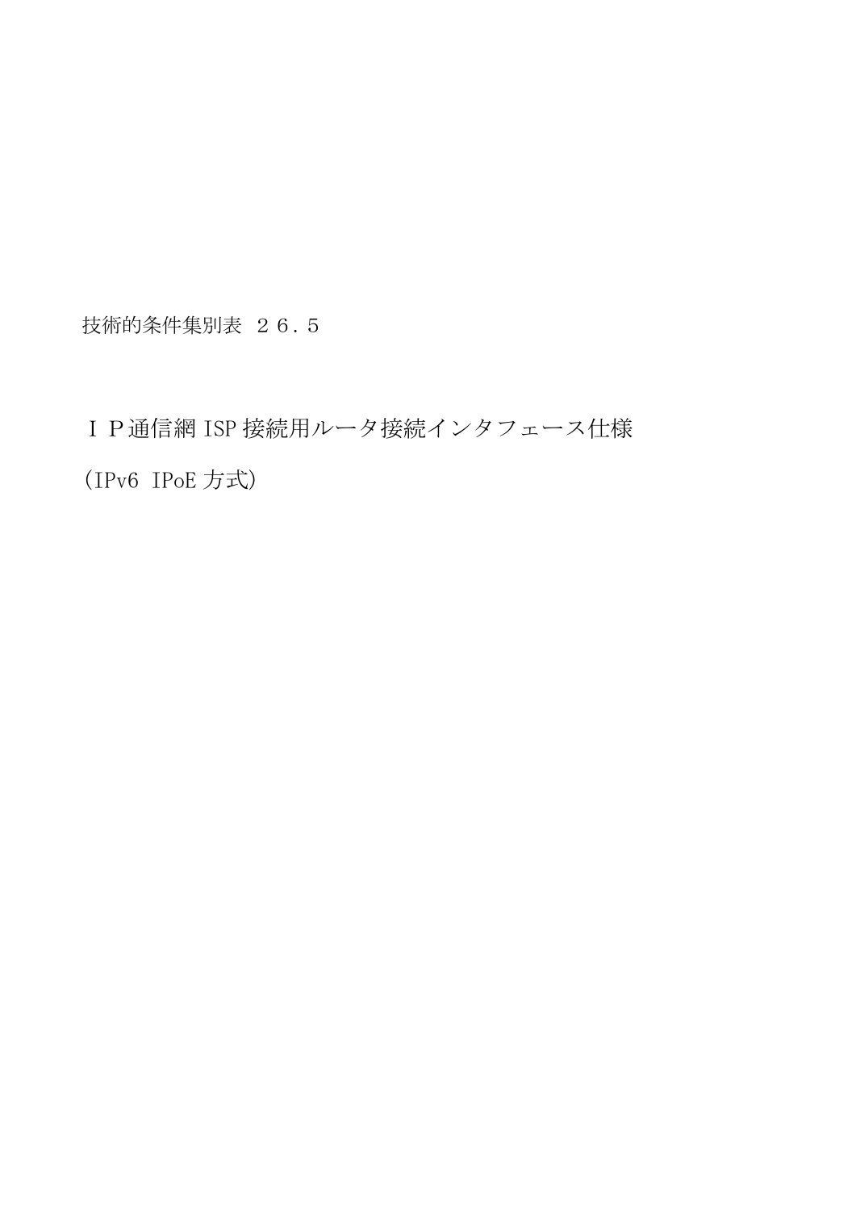技術的条件集別表 ２６．５

# ＩＰ通信網 ISP 接続用ルータ接続インタフェース仕様

# (IPv6 IPoE 方式)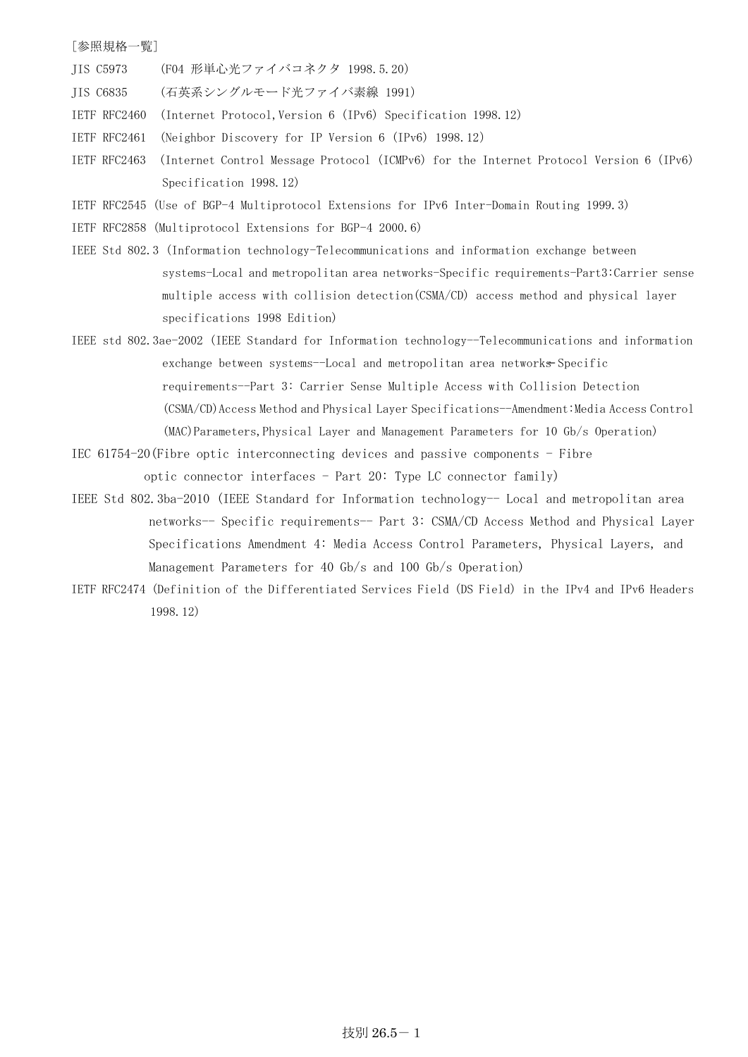[参照規格一覧]

JIS C5973　　(F04 形単心光ファイバコネクタ 1998.5.20)

JIS C6835　　(石英系シングルモード光ファイバ素線 1991)

IETF RFC2460　(Internet Protocol,Version 6 (IPv6) Specification 1998.12)

IETF RFC2461　(Neighbor Discovery for IP Version 6 (IPv6) 1998.12)

IETF RFC2463　(Internet Control Message Protocol (ICMPv6) for the Internet Protocol Version 6 (IPv6) Specification 1998.12)

IETF RFC2545 (Use of BGP-4 Multiprotocol Extensions for IPv6 Inter-Domain Routing 1999.3)

IETF RFC2858 (Multiprotocol Extensions for BGP-4 2000.6)

IEEE Std 802.3 (Information technology-Telecommunications and information exchange between systems-Local and metropolitan area networks-Specific requirements-Part3:Carrier sense multiple access with collision detection(CSMA/CD) access method and physical layer specifications 1998 Edition)

IEEE std 802.3ae-2002 (IEEE Standard for Information technology--Telecommunications and information exchange between systems--Local and metropolitan area networks--Specific requirements--Part 3: Carrier Sense Multiple Access with Collision Detection (CSMA/CD)Access Method and Physical Layer Specifications--Amendment:Media Access Control (MAC)Parameters,Physical Layer and Management Parameters for 10 Gb/s Operation)

IEC 61754-20(Fibre optic interconnecting devices and passive components - Fibre optic connector interfaces - Part 20: Type LC connector family)

IEEE Std 802.3ba-2010 (IEEE Standard for Information technology-- Local and metropolitan area networks-- Specific requirements-- Part 3: CSMA/CD Access Method and Physical Layer Specifications Amendment 4: Media Access Control Parameters, Physical Layers, and Management Parameters for 40 Gb/s and 100 Gb/s Operation)

IETF RFC2474 (Definition of the Differentiated Services Field (DS Field) in the IPv4 and IPv6 Headers 1998.12)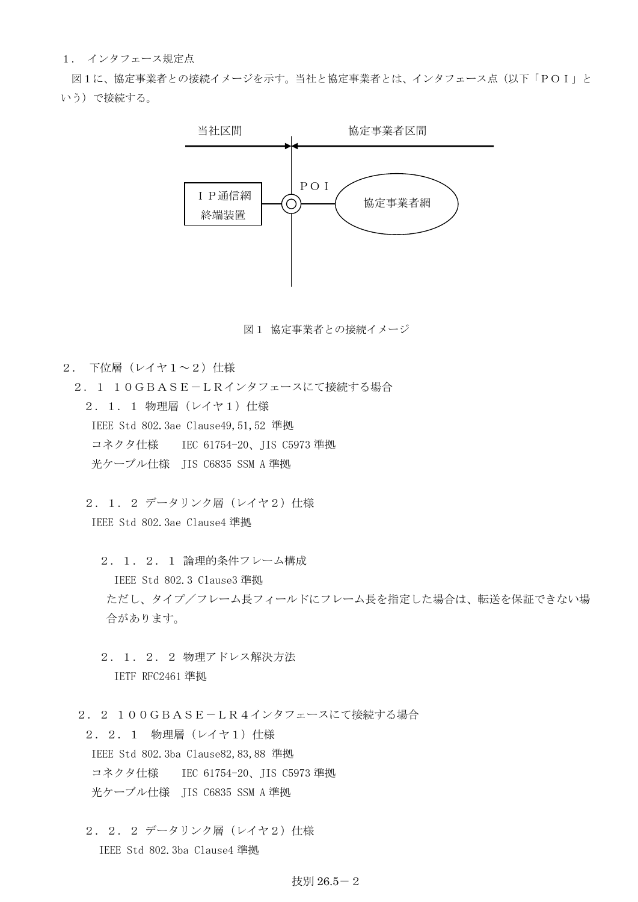## １．インタフェース規定点

図１に、協定事業者との接続イメージを示す。当社と協定事業者とは、インタフェース点（以下「ＰＯＩ」という）で接続する。

当社区間　　　　協定事業者区間

ＩＰ通信網終端装置　―　ＰＯＩ　―　協定事業者網

図１ 協定事業者との接続イメージ

## ２．下位層（レイヤ１～２）仕様

### ２．１ １０ＧＢＡＳＥ－ＬＲインタフェースにて接続する場合

#### ２．１．１ 物理層（レイヤ１）仕様

IEEE Std 802.3ae Clause49,51,52 準拠

コネクタ仕様　IEC 61754-20、JIS C5973 準拠

光ケーブル仕様　JIS C6835 SSM A 準拠

#### ２．１．２ データリンク層（レイヤ２）仕様

IEEE Std 802.3ae Clause4 準拠

##### ２．１．２．１ 論理的条件フレーム構成

IEEE Std 802.3 Clause3 準拠

ただし、タイプ／フレーム長フィールドにフレーム長を指定した場合は、転送を保証できない場合があります。

##### ２．１．２．２ 物理アドレス解決方法

IETF RFC2461 準拠

### ２．２ １００ＧＢＡＳＥ－ＬＲ４インタフェースにて接続する場合

#### ２．２．１ 物理層（レイヤ１）仕様

IEEE Std 802.3ba Clause82,83,88 準拠

コネクタ仕様　IEC 61754-20、JIS C5973 準拠

光ケーブル仕様　JIS C6835 SSM A 準拠

#### ２．２．２ データリンク層（レイヤ２）仕様

IEEE Std 802.3ba Clause4 準拠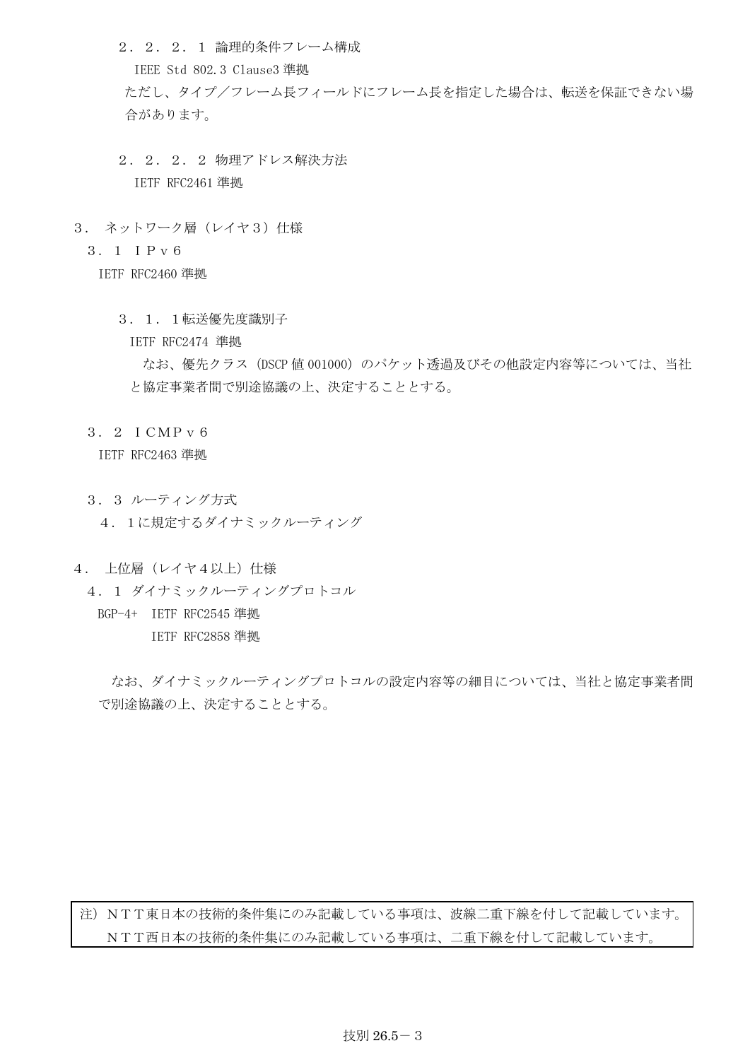#### ２．２．２．１ 論理的条件フレーム構成

IEEE Std 802.3 Clause3 準拠

ただし、タイプ／フレーム長フィールドにフレーム長を指定した場合は、転送を保証できない場合があります。

#### ２．２．２．２ 物理アドレス解決方法

IETF RFC2461 準拠

## ３． ネットワーク層（レイヤ３）仕様

### ３．１ ＩＰｖ６

IETF RFC2460 準拠

#### ３．１．１転送優先度識別子

IETF RFC2474 準拠

なお、優先クラス（DSCP 値 001000）のパケット透過及びその他設定内容等については、当社と協定事業者間で別途協議の上、決定することとする。

### ３．２ ＩＣＭＰｖ６

IETF RFC2463 準拠

### ３．３ ルーティング方式

４．１に規定するダイナミックルーティング

## ４． 上位層（レイヤ４以上）仕様

### ４．１ ダイナミックルーティングプロトコル

BGP-4+ IETF RFC2545 準拠
IETF RFC2858 準拠

なお、ダイナミックルーティングプロトコルの設定内容等の細目については、当社と協定事業者間で別途協議の上、決定することとする。

注）ＮＴＴ東日本の技術的条件集にのみ記載している事項は、波線二重下線を付して記載しています。
ＮＴＴ西日本の技術的条件集にのみ記載している事項は、二重下線を付して記載しています。

技別 26.5－３